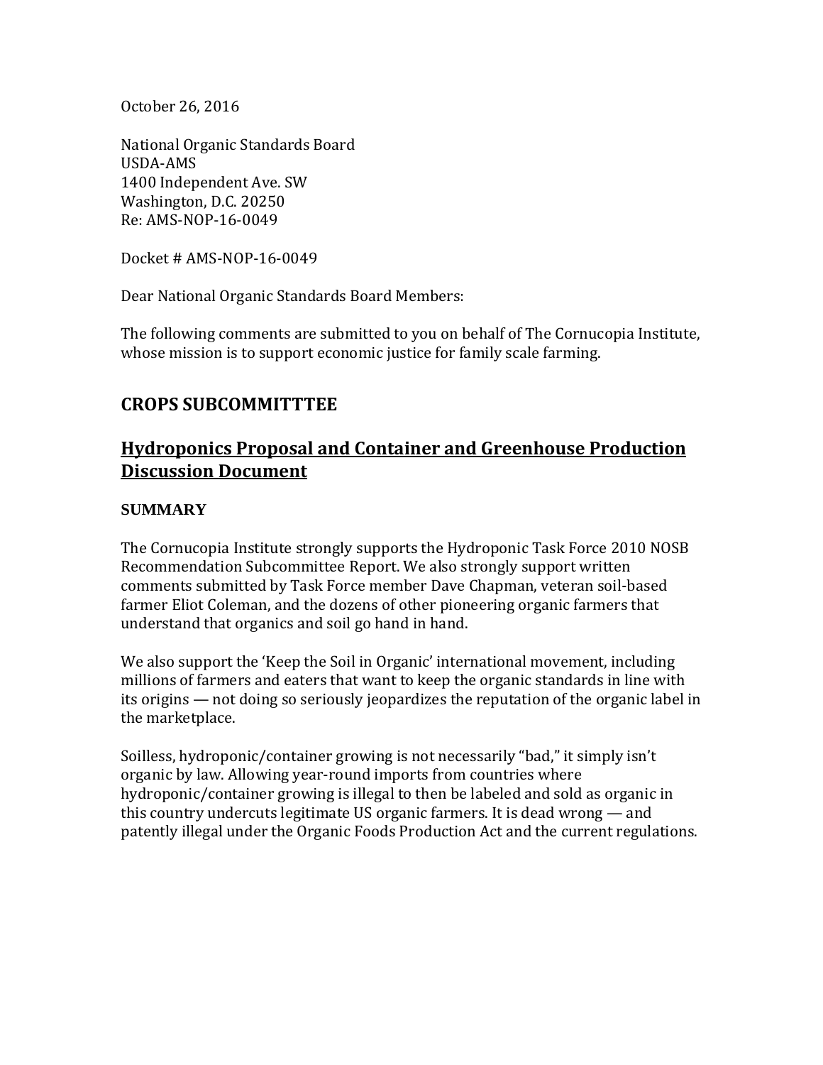October 26, 2016

National Organic Standards Board
USDA-AMS
1400 Independent Ave. SW
Washington, D.C. 20250
Re: AMS-NOP-16-0049

Docket # AMS-NOP-16-0049

Dear National Organic Standards Board Members:

The following comments are submitted to you on behalf of The Cornucopia Institute, whose mission is to support economic justice for family scale farming.

## CROPS SUBCOMMITTTEE

## Hydroponics Proposal and Container and Greenhouse Production Discussion Document

### SUMMARY

The Cornucopia Institute strongly supports the Hydroponic Task Force 2010 NOSB Recommendation Subcommittee Report. We also strongly support written comments submitted by Task Force member Dave Chapman, veteran soil-based farmer Eliot Coleman, and the dozens of other pioneering organic farmers that understand that organics and soil go hand in hand.

We also support the 'Keep the Soil in Organic' international movement, including millions of farmers and eaters that want to keep the organic standards in line with its origins — not doing so seriously jeopardizes the reputation of the organic label in the marketplace.

Soilless, hydroponic/container growing is not necessarily "bad," it simply isn't organic by law. Allowing year-round imports from countries where hydroponic/container growing is illegal to then be labeled and sold as organic in this country undercuts legitimate US organic farmers. It is dead wrong — and patently illegal under the Organic Foods Production Act and the current regulations.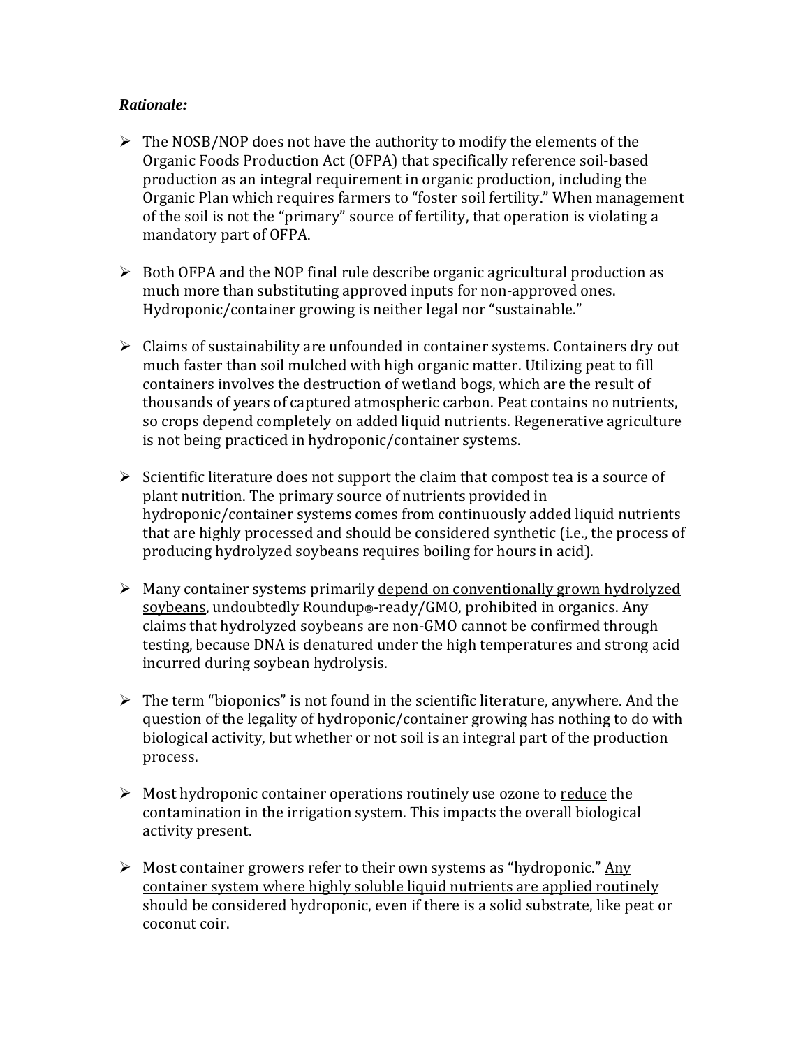***Rationale:***

- The NOSB/NOP does not have the authority to modify the elements of the Organic Foods Production Act (OFPA) that specifically reference soil-based production as an integral requirement in organic production, including the Organic Plan which requires farmers to "foster soil fertility." When management of the soil is not the "primary" source of fertility, that operation is violating a mandatory part of OFPA.

- Both OFPA and the NOP final rule describe organic agricultural production as much more than substituting approved inputs for non-approved ones. Hydroponic/container growing is neither legal nor "sustainable."

- Claims of sustainability are unfounded in container systems. Containers dry out much faster than soil mulched with high organic matter. Utilizing peat to fill containers involves the destruction of wetland bogs, which are the result of thousands of years of captured atmospheric carbon. Peat contains no nutrients, so crops depend completely on added liquid nutrients. Regenerative agriculture is not being practiced in hydroponic/container systems.

- Scientific literature does not support the claim that compost tea is a source of plant nutrition. The primary source of nutrients provided in hydroponic/container systems comes from continuously added liquid nutrients that are highly processed and should be considered synthetic (i.e., the process of producing hydrolyzed soybeans requires boiling for hours in acid).

- Many container systems primarily <u>depend on conventionally grown hydrolyzed soybeans</u>, undoubtedly Roundup®-ready/GMO, prohibited in organics. Any claims that hydrolyzed soybeans are non-GMO cannot be confirmed through testing, because DNA is denatured under the high temperatures and strong acid incurred during soybean hydrolysis.

- The term "bioponics" is not found in the scientific literature, anywhere. And the question of the legality of hydroponic/container growing has nothing to do with biological activity, but whether or not soil is an integral part of the production process.

- Most hydroponic container operations routinely use ozone to <u>reduce</u> the contamination in the irrigation system. This impacts the overall biological activity present.

- Most container growers refer to their own systems as "hydroponic." <u>Any container system where highly soluble liquid nutrients are applied routinely should be considered hydroponic</u>, even if there is a solid substrate, like peat or coconut coir.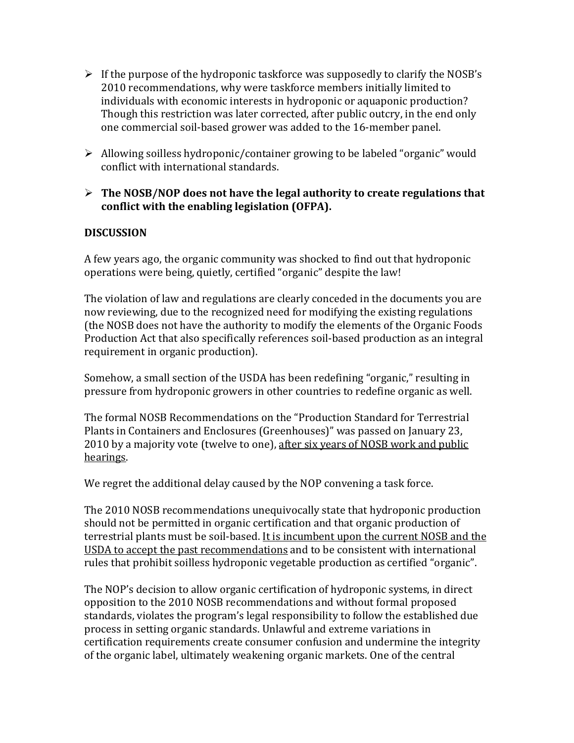- If the purpose of the hydroponic taskforce was supposedly to clarify the NOSB's 2010 recommendations, why were taskforce members initially limited to individuals with economic interests in hydroponic or aquaponic production? Though this restriction was later corrected, after public outcry, in the end only one commercial soil-based grower was added to the 16-member panel.

- Allowing soilless hydroponic/container growing to be labeled "organic" would conflict with international standards.

- **The NOSB/NOP does not have the legal authority to create regulations that conflict with the enabling legislation (OFPA).**

**DISCUSSION**

A few years ago, the organic community was shocked to find out that hydroponic operations were being, quietly, certified "organic" despite the law!

The violation of law and regulations are clearly conceded in the documents you are now reviewing, due to the recognized need for modifying the existing regulations (the NOSB does not have the authority to modify the elements of the Organic Foods Production Act that also specifically references soil-based production as an integral requirement in organic production).

Somehow, a small section of the USDA has been redefining "organic," resulting in pressure from hydroponic growers in other countries to redefine organic as well.

The formal NOSB Recommendations on the "Production Standard for Terrestrial Plants in Containers and Enclosures (Greenhouses)" was passed on January 23, 2010 by a majority vote (twelve to one), <u>after six years of NOSB work and public hearings</u>.

We regret the additional delay caused by the NOP convening a task force.

The 2010 NOSB recommendations unequivocally state that hydroponic production should not be permitted in organic certification and that organic production of terrestrial plants must be soil-based. <u>It is incumbent upon the current NOSB and the USDA to accept the past recommendations</u> and to be consistent with international rules that prohibit soilless hydroponic vegetable production as certified "organic".

The NOP's decision to allow organic certification of hydroponic systems, in direct opposition to the 2010 NOSB recommendations and without formal proposed standards, violates the program's legal responsibility to follow the established due process in setting organic standards. Unlawful and extreme variations in certification requirements create consumer confusion and undermine the integrity of the organic label, ultimately weakening organic markets. One of the central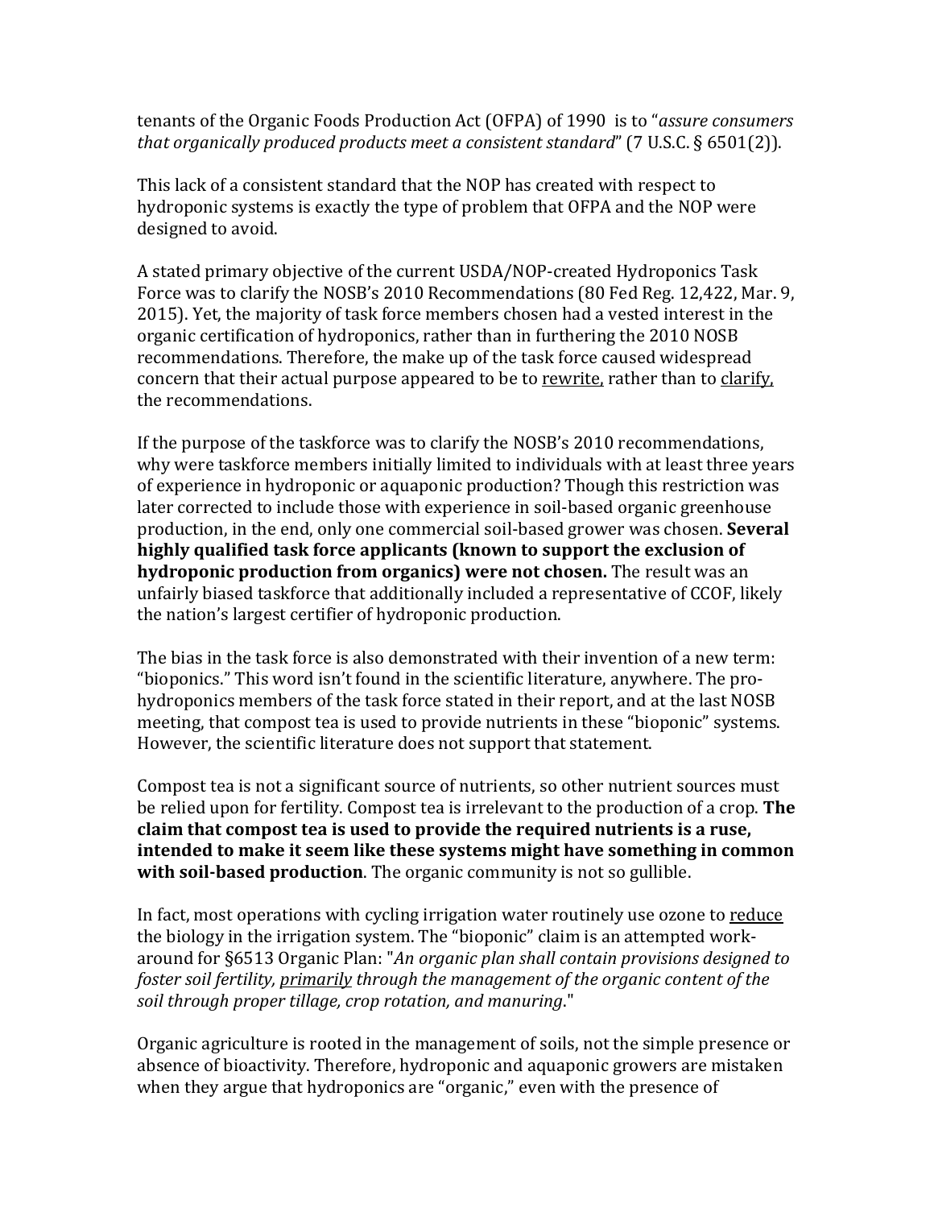tenants of the Organic Foods Production Act (OFPA) of 1990 is to "*assure consumers that organically produced products meet a consistent standard*" (7 U.S.C. § 6501(2)).

This lack of a consistent standard that the NOP has created with respect to hydroponic systems is exactly the type of problem that OFPA and the NOP were designed to avoid.

A stated primary objective of the current USDA/NOP-created Hydroponics Task Force was to clarify the NOSB's 2010 Recommendations (80 Fed Reg. 12,422, Mar. 9, 2015). Yet, the majority of task force members chosen had a vested interest in the organic certification of hydroponics, rather than in furthering the 2010 NOSB recommendations. Therefore, the make up of the task force caused widespread concern that their actual purpose appeared to be to <u>rewrite,</u> rather than to <u>clarify,</u> the recommendations.

If the purpose of the taskforce was to clarify the NOSB's 2010 recommendations, why were taskforce members initially limited to individuals with at least three years of experience in hydroponic or aquaponic production? Though this restriction was later corrected to include those with experience in soil-based organic greenhouse production, in the end, only one commercial soil-based grower was chosen. **Several highly qualified task force applicants (known to support the exclusion of hydroponic production from organics) were not chosen.** The result was an unfairly biased taskforce that additionally included a representative of CCOF, likely the nation's largest certifier of hydroponic production.

The bias in the task force is also demonstrated with their invention of a new term: "bioponics." This word isn't found in the scientific literature, anywhere. The pro-hydroponics members of the task force stated in their report, and at the last NOSB meeting, that compost tea is used to provide nutrients in these "bioponic" systems. However, the scientific literature does not support that statement.

Compost tea is not a significant source of nutrients, so other nutrient sources must be relied upon for fertility. Compost tea is irrelevant to the production of a crop. **The claim that compost tea is used to provide the required nutrients is a ruse, intended to make it seem like these systems might have something in common with soil-based production**. The organic community is not so gullible.

In fact, most operations with cycling irrigation water routinely use ozone to <u>reduce</u> the biology in the irrigation system. The "bioponic" claim is an attempted work-around for §6513 Organic Plan: "*An organic plan shall contain provisions designed to foster soil fertility, <u>primarily</u> through the management of the organic content of the soil through proper tillage, crop rotation, and manuring.*"

Organic agriculture is rooted in the management of soils, not the simple presence or absence of bioactivity. Therefore, hydroponic and aquaponic growers are mistaken when they argue that hydroponics are "organic," even with the presence of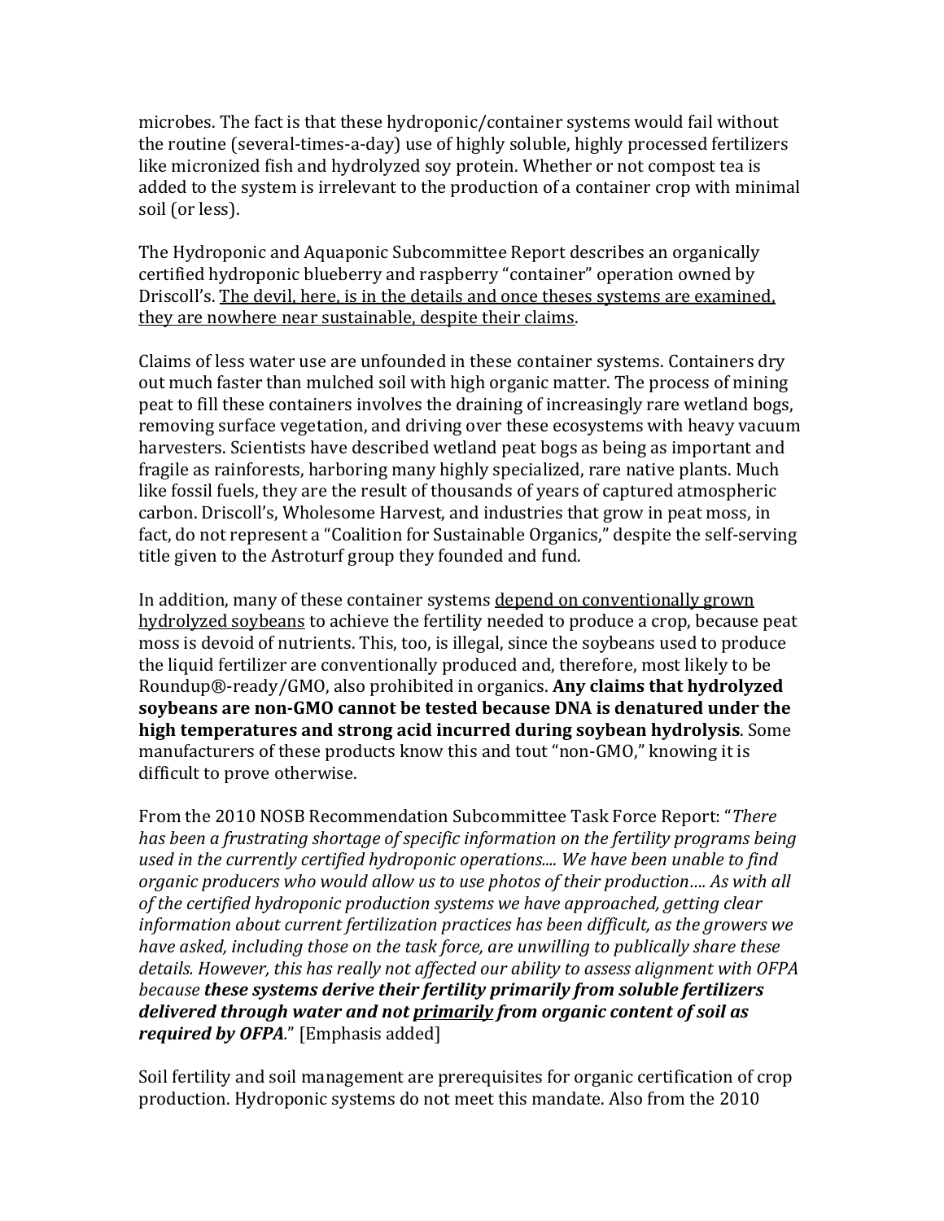microbes. The fact is that these hydroponic/container systems would fail without the routine (several-times-a-day) use of highly soluble, highly processed fertilizers like micronized fish and hydrolyzed soy protein. Whether or not compost tea is added to the system is irrelevant to the production of a container crop with minimal soil (or less).

The Hydroponic and Aquaponic Subcommittee Report describes an organically certified hydroponic blueberry and raspberry "container" operation owned by Driscoll's. <u>The devil, here, is in the details and once theses systems are examined, they are nowhere near sustainable, despite their claims</u>.

Claims of less water use are unfounded in these container systems. Containers dry out much faster than mulched soil with high organic matter. The process of mining peat to fill these containers involves the draining of increasingly rare wetland bogs, removing surface vegetation, and driving over these ecosystems with heavy vacuum harvesters. Scientists have described wetland peat bogs as being as important and fragile as rainforests, harboring many highly specialized, rare native plants. Much like fossil fuels, they are the result of thousands of years of captured atmospheric carbon. Driscoll's, Wholesome Harvest, and industries that grow in peat moss, in fact, do not represent a "Coalition for Sustainable Organics," despite the self-serving title given to the Astroturf group they founded and fund.

In addition, many of these container systems <u>depend on conventionally grown hydrolyzed soybeans</u> to achieve the fertility needed to produce a crop, because peat moss is devoid of nutrients. This, too, is illegal, since the soybeans used to produce the liquid fertilizer are conventionally produced and, therefore, most likely to be Roundup®-ready/GMO, also prohibited in organics. **Any claims that hydrolyzed soybeans are non-GMO cannot be tested because DNA is denatured under the high temperatures and strong acid incurred during soybean hydrolysis**. Some manufacturers of these products know this and tout "non-GMO," knowing it is difficult to prove otherwise.

From the 2010 NOSB Recommendation Subcommittee Task Force Report: "*There has been a frustrating shortage of specific information on the fertility programs being used in the currently certified hydroponic operations.... We have been unable to find organic producers who would allow us to use photos of their production.... As with all of the certified hydroponic production systems we have approached, getting clear information about current fertilization practices has been difficult, as the growers we have asked, including those on the task force, are unwilling to publically share these details. However, this has really not affected our ability to assess alignment with OFPA because **these systems derive their fertility primarily from soluble fertilizers delivered through water and not <u>primarily</u> from organic content of soil as required by OFPA**.*" [Emphasis added]

Soil fertility and soil management are prerequisites for organic certification of crop production. Hydroponic systems do not meet this mandate. Also from the 2010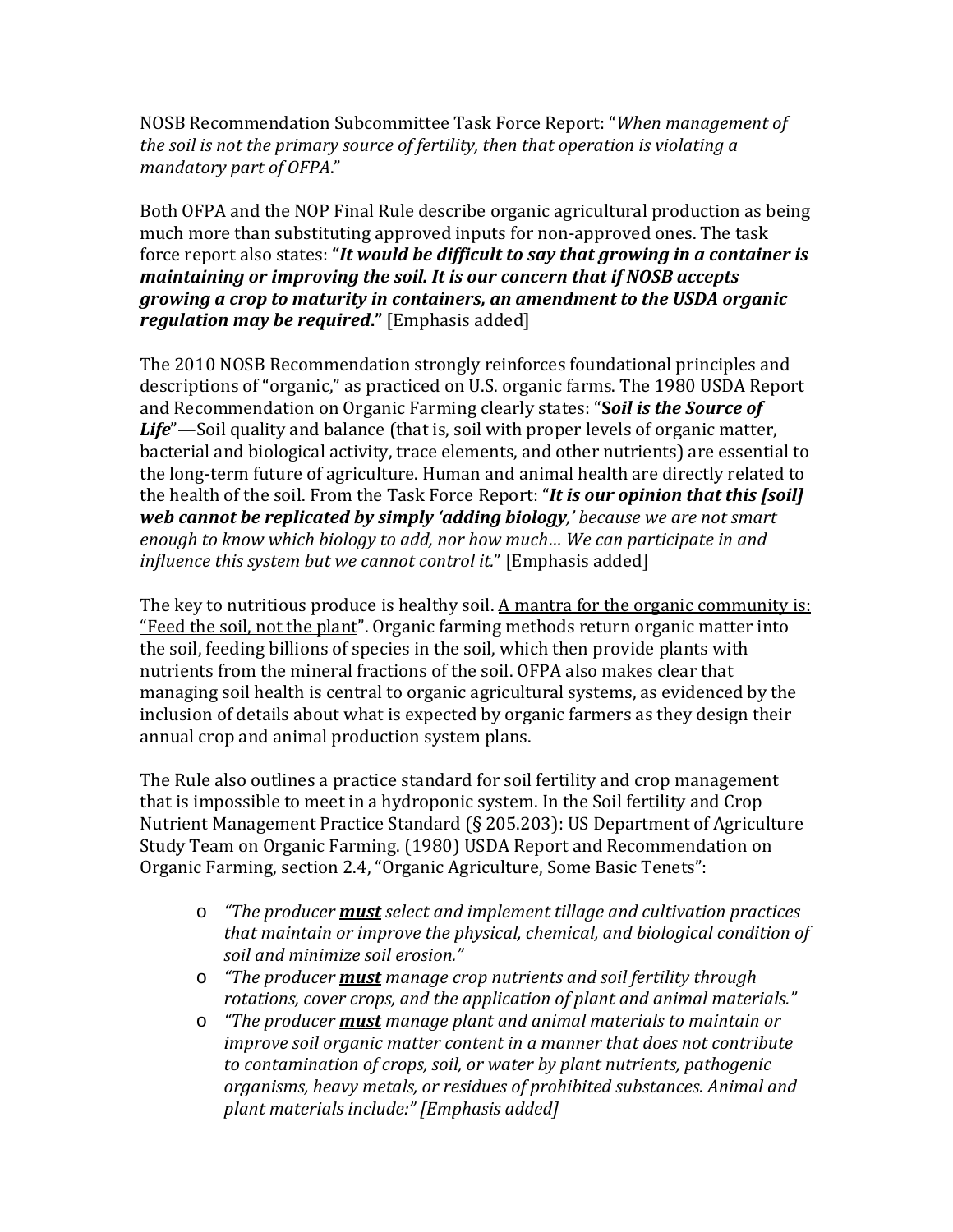NOSB Recommendation Subcommittee Task Force Report: "*When management of the soil is not the primary source of fertility, then that operation is violating a mandatory part of OFPA*."

Both OFPA and the NOP Final Rule describe organic agricultural production as being much more than substituting approved inputs for non-approved ones. The task force report also states: ***"It would be difficult to say that growing in a container is maintaining or improving the soil. It is our concern that if NOSB accepts growing a crop to maturity in containers, an amendment to the USDA organic regulation may be required."*** [Emphasis added]

The 2010 NOSB Recommendation strongly reinforces foundational principles and descriptions of "organic," as practiced on U.S. organic farms. The 1980 USDA Report and Recommendation on Organic Farming clearly states: "***Soil is the Source of Life***"—Soil quality and balance (that is, soil with proper levels of organic matter, bacterial and biological activity, trace elements, and other nutrients) are essential to the long-term future of agriculture. Human and animal health are directly related to the health of the soil. From the Task Force Report: "***It is our opinion that this [soil] web cannot be replicated by simply 'adding biology****,' because we are not smart enough to know which biology to add, nor how much… We can participate in and influence this system but we cannot control it.*" [Emphasis added]

The key to nutritious produce is healthy soil. <u>A mantra for the organic community is: "Feed the soil, not the plant"</u>. Organic farming methods return organic matter into the soil, feeding billions of species in the soil, which then provide plants with nutrients from the mineral fractions of the soil. OFPA also makes clear that managing soil health is central to organic agricultural systems, as evidenced by the inclusion of details about what is expected by organic farmers as they design their annual crop and animal production system plans.

The Rule also outlines a practice standard for soil fertility and crop management that is impossible to meet in a hydroponic system. In the Soil fertility and Crop Nutrient Management Practice Standard (§ 205.203): US Department of Agriculture Study Team on Organic Farming. (1980) USDA Report and Recommendation on Organic Farming, section 2.4, "Organic Agriculture, Some Basic Tenets":

- *"The producer **<u>must</u>** select and implement tillage and cultivation practices that maintain or improve the physical, chemical, and biological condition of soil and minimize soil erosion."*
- *"The producer **<u>must</u>** manage crop nutrients and soil fertility through rotations, cover crops, and the application of plant and animal materials."*
- *"The producer **<u>must</u>** manage plant and animal materials to maintain or improve soil organic matter content in a manner that does not contribute to contamination of crops, soil, or water by plant nutrients, pathogenic organisms, heavy metals, or residues of prohibited substances. Animal and plant materials include:" [Emphasis added]*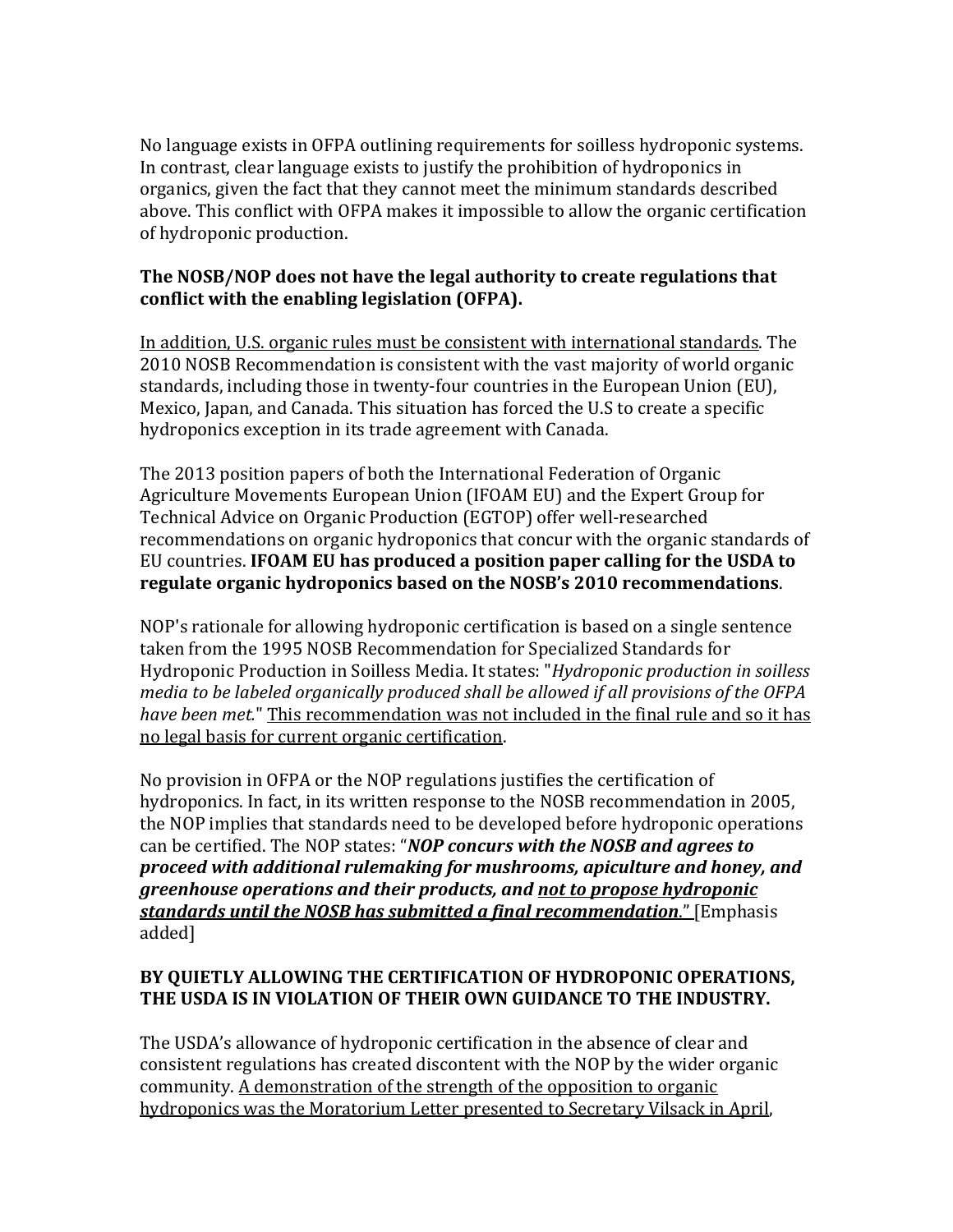No language exists in OFPA outlining requirements for soilless hydroponic systems. In contrast, clear language exists to justify the prohibition of hydroponics in organics, given the fact that they cannot meet the minimum standards described above. This conflict with OFPA makes it impossible to allow the organic certification of hydroponic production.

**The NOSB/NOP does not have the legal authority to create regulations that conflict with the enabling legislation (OFPA).**

<u>In addition, U.S. organic rules must be consistent with international standards</u>. The 2010 NOSB Recommendation is consistent with the vast majority of world organic standards, including those in twenty-four countries in the European Union (EU), Mexico, Japan, and Canada. This situation has forced the U.S to create a specific hydroponics exception in its trade agreement with Canada.

The 2013 position papers of both the International Federation of Organic Agriculture Movements European Union (IFOAM EU) and the Expert Group for Technical Advice on Organic Production (EGTOP) offer well-researched recommendations on organic hydroponics that concur with the organic standards of EU countries. **IFOAM EU has produced a position paper calling for the USDA to regulate organic hydroponics based on the NOSB's 2010 recommendations**.

NOP's rationale for allowing hydroponic certification is based on a single sentence taken from the 1995 NOSB Recommendation for Specialized Standards for Hydroponic Production in Soilless Media. It states: "*Hydroponic production in soilless media to be labeled organically produced shall be allowed if all provisions of the OFPA have been met.*" <u>This recommendation was not included in the final rule and so it has no legal basis for current organic certification</u>.

No provision in OFPA or the NOP regulations justifies the certification of hydroponics. In fact, in its written response to the NOSB recommendation in 2005, the NOP implies that standards need to be developed before hydroponic operations can be certified. The NOP states: "***NOP concurs with the NOSB and agrees to proceed with additional rulemaking for mushrooms, apiculture and honey, and greenhouse operations and their products, and <u>not to propose hydroponic standards until the NOSB has submitted a final recommendation</u>.***" [Emphasis added]

**BY QUIETLY ALLOWING THE CERTIFICATION OF HYDROPONIC OPERATIONS, THE USDA IS IN VIOLATION OF THEIR OWN GUIDANCE TO THE INDUSTRY.**

The USDA's allowance of hydroponic certification in the absence of clear and consistent regulations has created discontent with the NOP by the wider organic community. <u>A demonstration of the strength of the opposition to organic hydroponics was the Moratorium Letter presented to Secretary Vilsack in April</u>,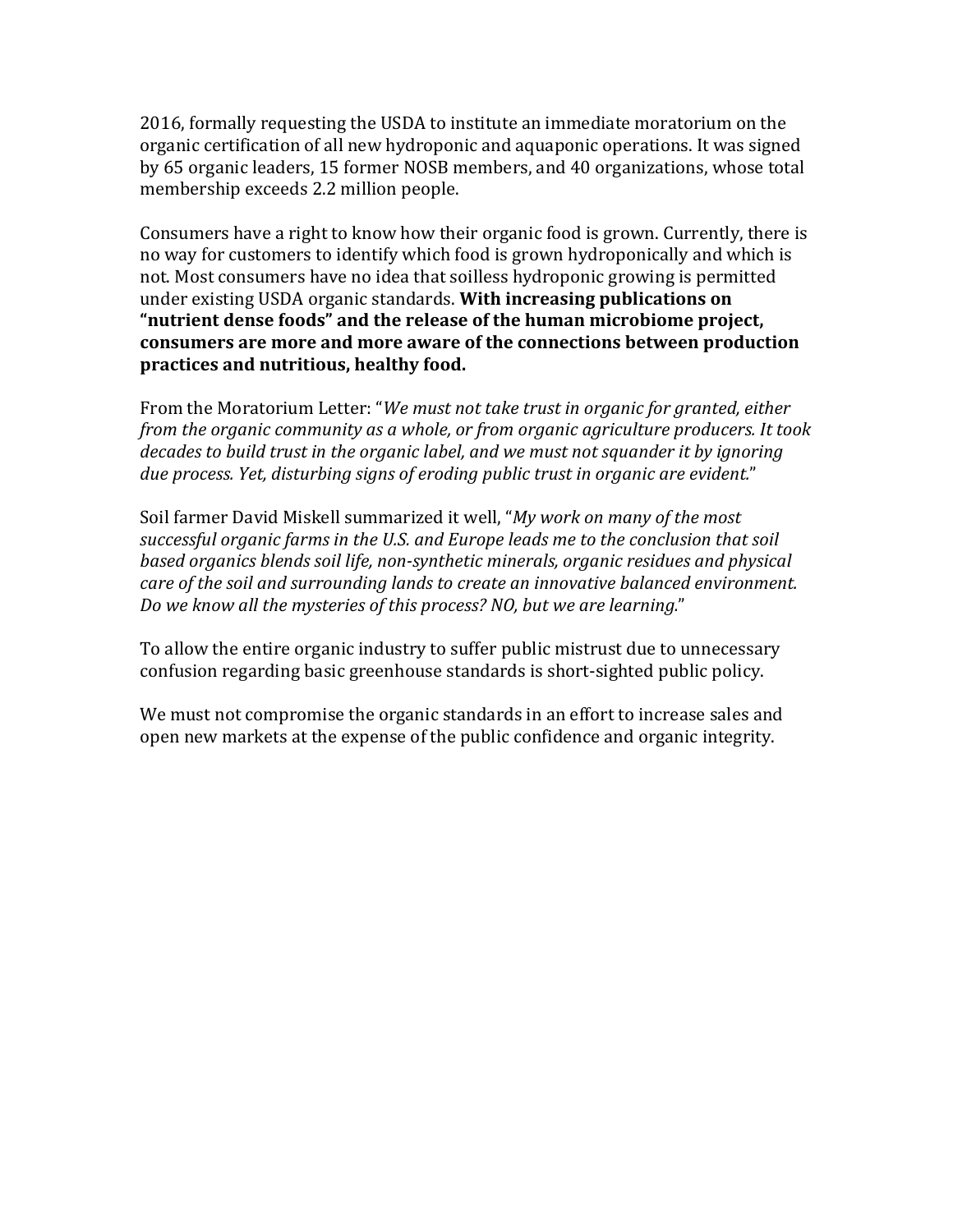2016, formally requesting the USDA to institute an immediate moratorium on the organic certification of all new hydroponic and aquaponic operations. It was signed by 65 organic leaders, 15 former NOSB members, and 40 organizations, whose total membership exceeds 2.2 million people.

Consumers have a right to know how their organic food is grown. Currently, there is no way for customers to identify which food is grown hydroponically and which is not. Most consumers have no idea that soilless hydroponic growing is permitted under existing USDA organic standards. **With increasing publications on "nutrient dense foods" and the release of the human microbiome project, consumers are more and more aware of the connections between production practices and nutritious, healthy food.**

From the Moratorium Letter: "*We must not take trust in organic for granted, either from the organic community as a whole, or from organic agriculture producers. It took decades to build trust in the organic label, and we must not squander it by ignoring due process. Yet, disturbing signs of eroding public trust in organic are evident.*"

Soil farmer David Miskell summarized it well, "*My work on many of the most successful organic farms in the U.S. and Europe leads me to the conclusion that soil based organics blends soil life, non-synthetic minerals, organic residues and physical care of the soil and surrounding lands to create an innovative balanced environment. Do we know all the mysteries of this process? NO, but we are learning.*"

To allow the entire organic industry to suffer public mistrust due to unnecessary confusion regarding basic greenhouse standards is short-sighted public policy.

We must not compromise the organic standards in an effort to increase sales and open new markets at the expense of the public confidence and organic integrity.